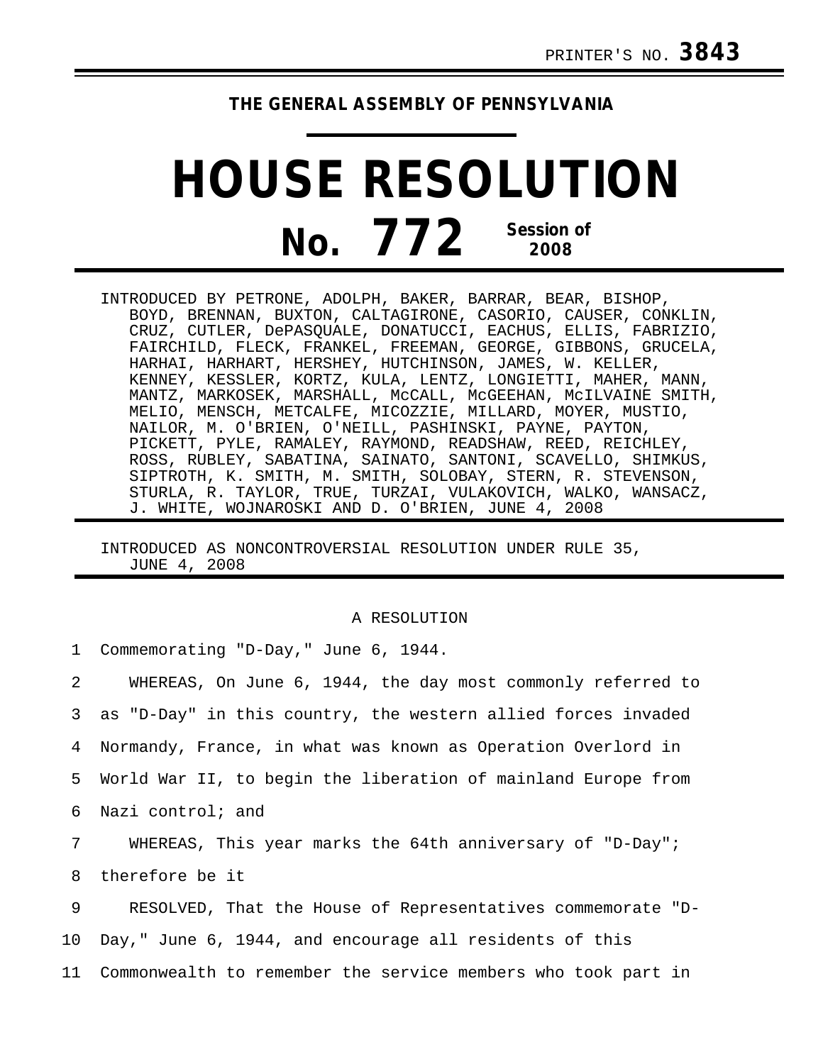PRINTER'S NO. **3843**

**THE GENERAL ASSEMBLY OF PENNSYLVANIA**

# HOUSE RESOLUTION

## No. 772 Session of 2008

INTRODUCED BY PETRONE, ADOLPH, BAKER, BARRAR, BEAR, BISHOP, BOYD, BRENNAN, BUXTON, CALTAGIRONE, CASORIO, CAUSER, CONKLIN, CRUZ, CUTLER, DePASQUALE, DONATUCCI, EACHUS, ELLIS, FABRIZIO, FAIRCHILD, FLECK, FRANKEL, FREEMAN, GEORGE, GIBBONS, GRUCELA, HARHAI, HARHART, HERSHEY, HUTCHINSON, JAMES, W. KELLER, KENNEY, KESSLER, KORTZ, KULA, LENTZ, LONGIETTI, MAHER, MANN, MANTZ, MARKOSEK, MARSHALL, McCALL, McGEEHAN, McILVAINE SMITH, MELIO, MENSCH, METCALFE, MICOZZIE, MILLARD, MOYER, MUSTIO, NAILOR, M. O'BRIEN, O'NEILL, PASHINSKI, PAYNE, PAYTON, PICKETT, PYLE, RAMALEY, RAYMOND, READSHAW, REED, REICHLEY, ROSS, RUBLEY, SABATINA, SAINATO, SANTONI, SCAVELLO, SHIMKUS, SIPTROTH, K. SMITH, M. SMITH, SOLOBAY, STERN, R. STEVENSON, STURLA, R. TAYLOR, TRUE, TURZAI, VULAKOVICH, WALKO, WANSACZ, J. WHITE, WOJNAROSKI AND D. O'BRIEN, JUNE 4, 2008

INTRODUCED AS NONCONTROVERSIAL RESOLUTION UNDER RULE 35, JUNE 4, 2008

A RESOLUTION

1 Commemorating "D-Day," June 6, 1944.

2 WHEREAS, On June 6, 1944, the day most commonly referred to
3 as "D-Day" in this country, the western allied forces invaded
4 Normandy, France, in what was known as Operation Overlord in
5 World War II, to begin the liberation of mainland Europe from
6 Nazi control; and

7 WHEREAS, This year marks the 64th anniversary of "D-Day";
8 therefore be it

9 RESOLVED, That the House of Representatives commemorate "D-
10 Day," June 6, 1944, and encourage all residents of this
11 Commonwealth to remember the service members who took part in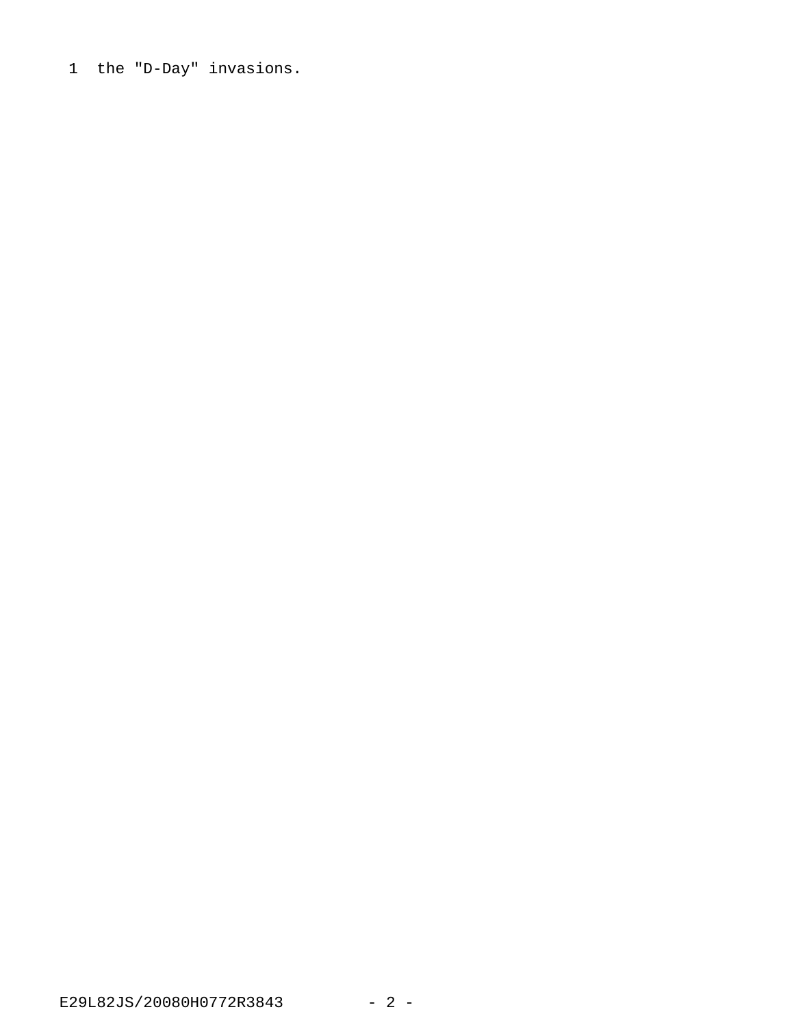1 the "D-Day" invasions.